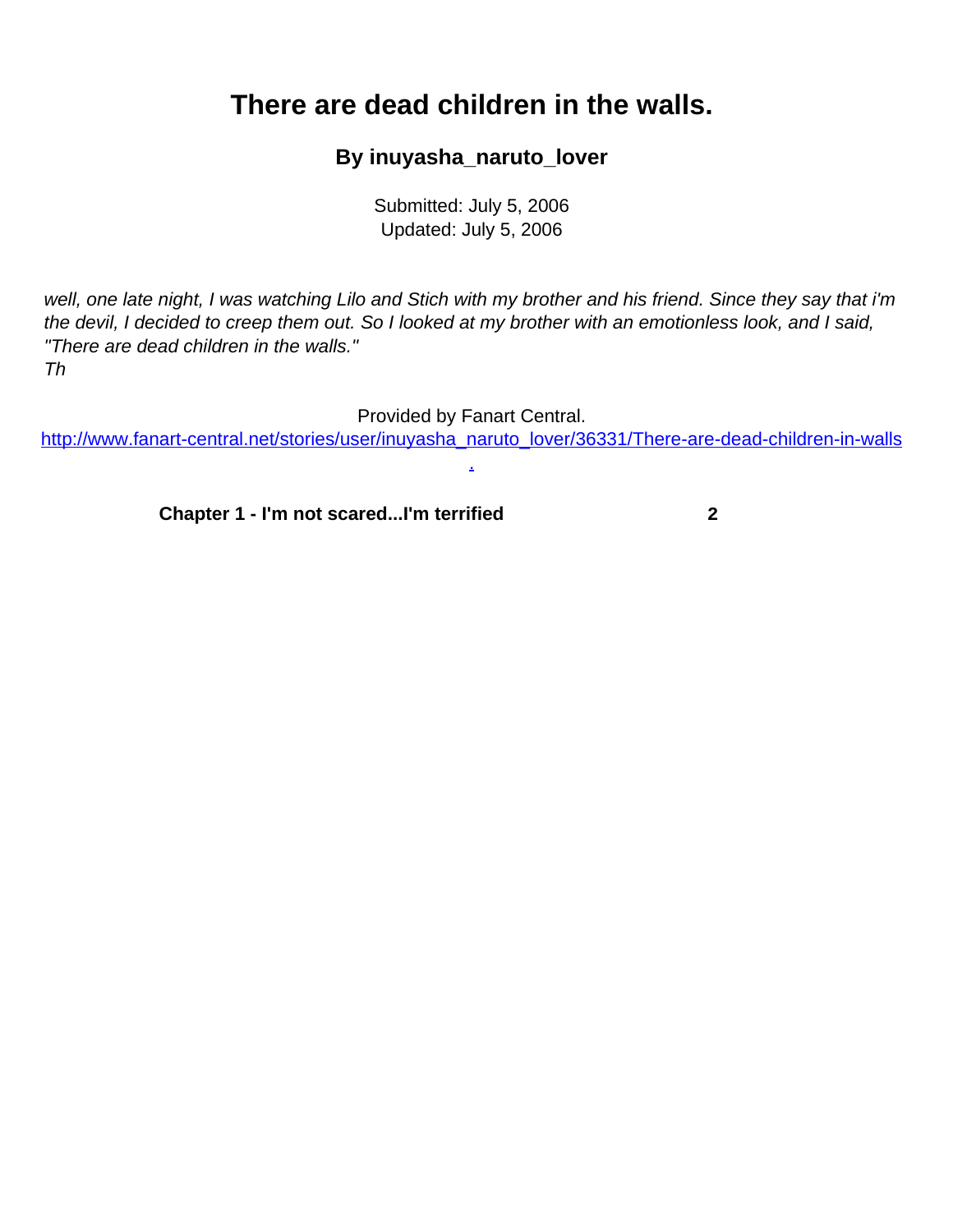# There are dead children in the walls.

### By inuyasha_naruto_lover

Submitted: July 5, 2006
Updated: July 5, 2006

*well, one late night, I was watching Lilo and Stich with my brother and his friend. Since they say that i'm the devil, I decided to creep them out. So I looked at my brother with an emotionless look, and I said, "There are dead children in the walls."*
*Th*

Provided by Fanart Central.
[http://www.fanart-central.net/stories/user/inuyasha_naruto_lover/36331/There-are-dead-children-in-walls.](http://www.fanart-central.net/stories/user/inuyasha_naruto_lover/36331/There-are-dead-children-in-walls.)

| | |
|---|---|
| **Chapter 1 - I'm not scared...I'm terrified** | **2** |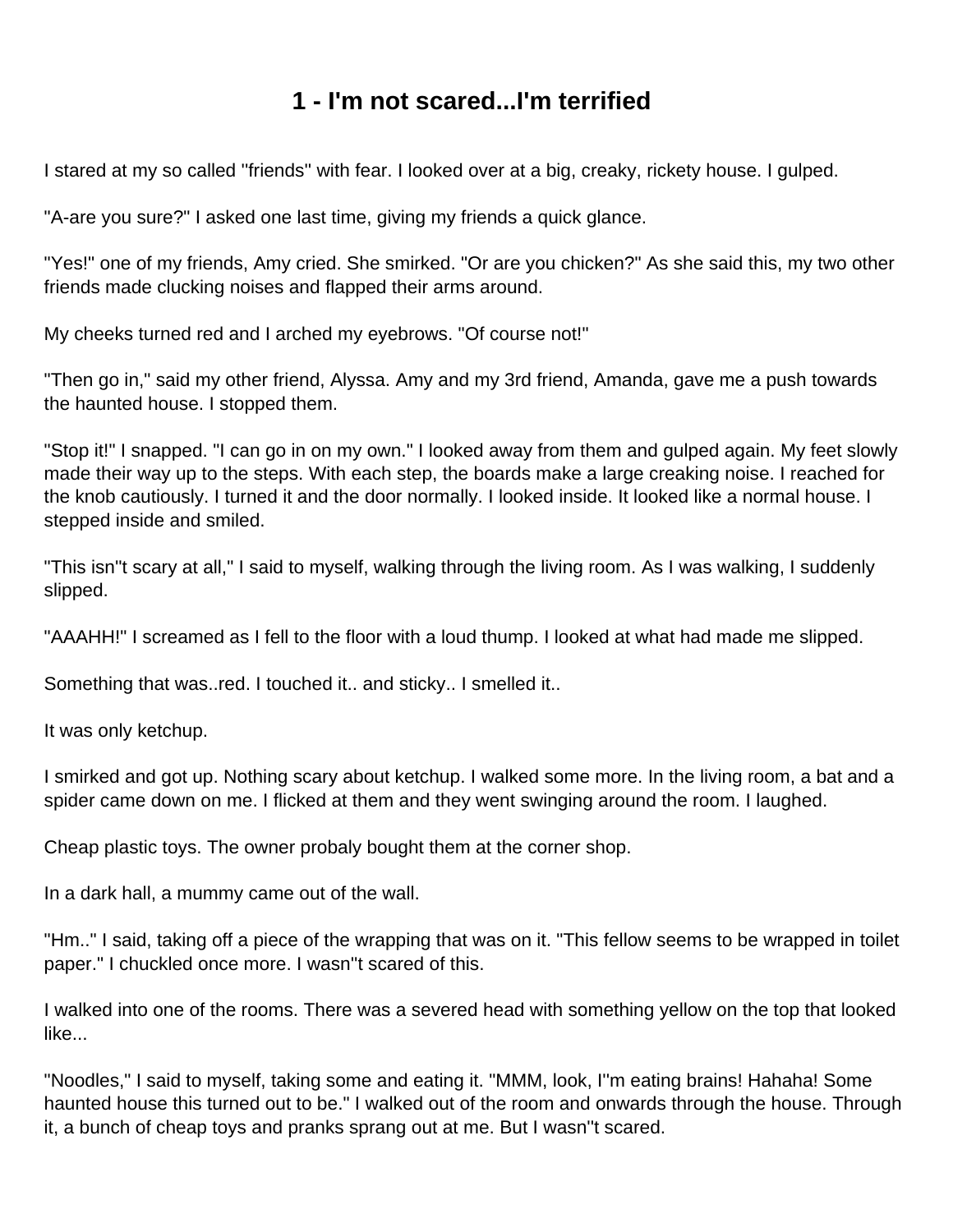# 1 - I'm not scared...I'm terrified

I stared at my so called ''friends'' with fear. I looked over at a big, creaky, rickety house. I gulped.

"A-are you sure?" I asked one last time, giving my friends a quick glance.

"Yes!" one of my friends, Amy cried. She smirked. "Or are you chicken?" As she said this, my two other friends made clucking noises and flapped their arms around.

My cheeks turned red and I arched my eyebrows. "Of course not!"

"Then go in," said my other friend, Alyssa. Amy and my 3rd friend, Amanda, gave me a push towards the haunted house. I stopped them.

"Stop it!" I snapped. "I can go in on my own." I looked away from them and gulped again. My feet slowly made their way up to the steps. With each step, the boards make a large creaking noise. I reached for the knob cautiously. I turned it and the door normally. I looked inside. It looked like a normal house. I stepped inside and smiled.

"This isn''t scary at all," I said to myself, walking through the living room. As I was walking, I suddenly slipped.

"AAAHH!" I screamed as I fell to the floor with a loud thump. I looked at what had made me slipped.

Something that was..red. I touched it.. and sticky.. I smelled it..

It was only ketchup.

I smirked and got up. Nothing scary about ketchup. I walked some more. In the living room, a bat and a spider came down on me. I flicked at them and they went swinging around the room. I laughed.

Cheap plastic toys. The owner probaly bought them at the corner shop.

In a dark hall, a mummy came out of the wall.

"Hm.." I said, taking off a piece of the wrapping that was on it. "This fellow seems to be wrapped in toilet paper." I chuckled once more. I wasn''t scared of this.

I walked into one of the rooms. There was a severed head with something yellow on the top that looked like...

"Noodles," I said to myself, taking some and eating it. "MMM, look, I''m eating brains! Hahaha! Some haunted house this turned out to be." I walked out of the room and onwards through the house. Through it, a bunch of cheap toys and pranks sprang out at me. But I wasn''t scared.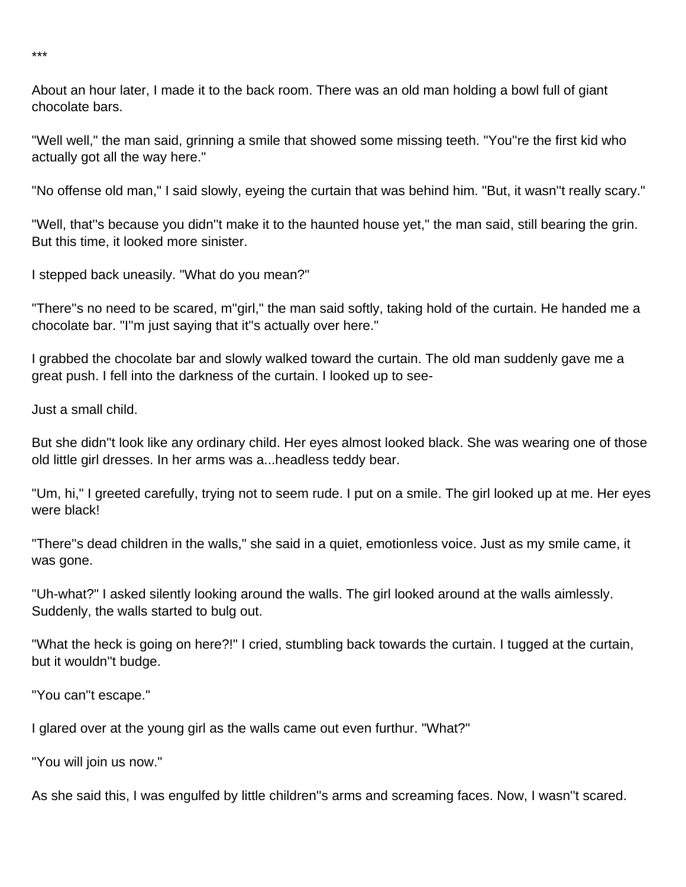***

About an hour later, I made it to the back room. There was an old man holding a bowl full of giant chocolate bars.

"Well well," the man said, grinning a smile that showed some missing teeth. "You''re the first kid who actually got all the way here."

"No offense old man," I said slowly, eyeing the curtain that was behind him. "But, it wasn''t really scary."

"Well, that''s because you didn''t make it to the haunted house yet," the man said, still bearing the grin. But this time, it looked more sinister.

I stepped back uneasily. "What do you mean?"

"There''s no need to be scared, m''girl," the man said softly, taking hold of the curtain. He handed me a chocolate bar. "I''m just saying that it''s actually over here."

I grabbed the chocolate bar and slowly walked toward the curtain. The old man suddenly gave me a great push. I fell into the darkness of the curtain. I looked up to see-

Just a small child.

But she didn''t look like any ordinary child. Her eyes almost looked black. She was wearing one of those old little girl dresses. In her arms was a...headless teddy bear.

"Um, hi," I greeted carefully, trying not to seem rude. I put on a smile. The girl looked up at me. Her eyes were black!

"There''s dead children in the walls," she said in a quiet, emotionless voice. Just as my smile came, it was gone.

"Uh-what?" I asked silently looking around the walls. The girl looked around at the walls aimlessly. Suddenly, the walls started to bulg out.

"What the heck is going on here?!" I cried, stumbling back towards the curtain. I tugged at the curtain, but it wouldn''t budge.

"You can''t escape."

I glared over at the young girl as the walls came out even furthur. "What?"

"You will join us now."

As she said this, I was engulfed by little children''s arms and screaming faces. Now, I wasn''t scared.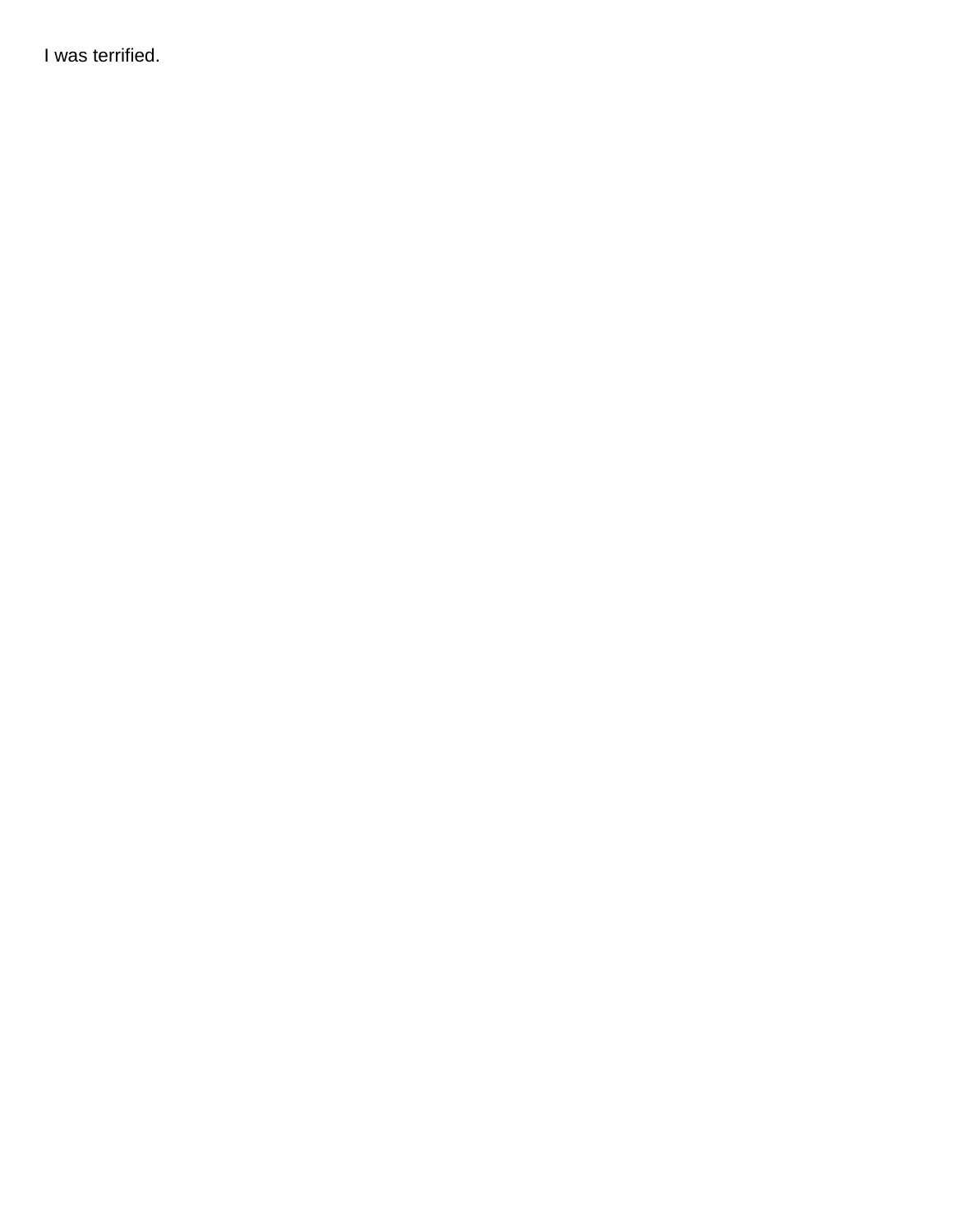I was terrified.